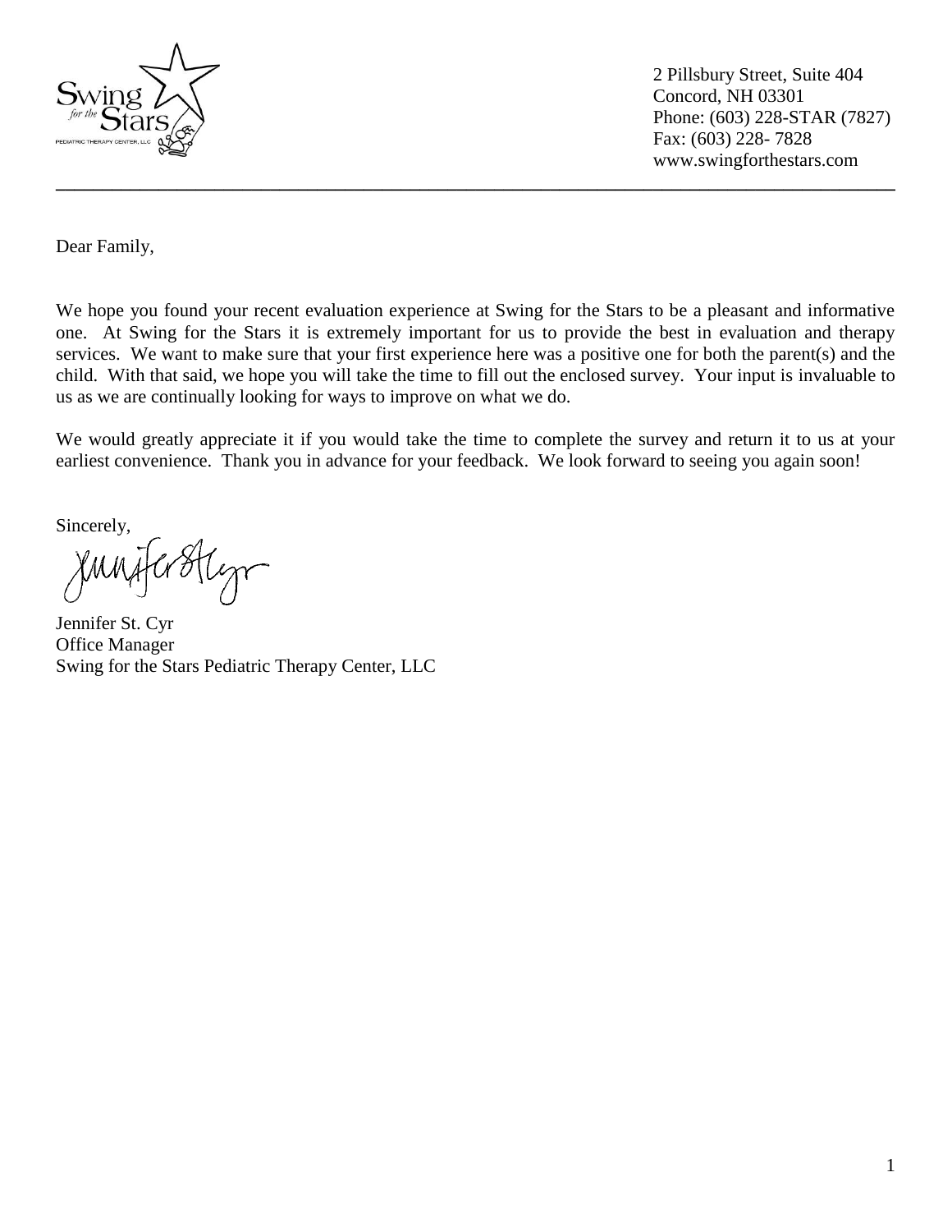Swing *for the* Stars
PEDIATRIC THERAPY CENTER, LLC

2 Pillsbury Street, Suite 404
Concord, NH 03301
Phone: (603) 228-STAR (7827)
Fax: (603) 228- 7828
www.swingforthestars.com

---

Dear Family,

We hope you found your recent evaluation experience at Swing for the Stars to be a pleasant and informative one. At Swing for the Stars it is extremely important for us to provide the best in evaluation and therapy services. We want to make sure that your first experience here was a positive one for both the parent(s) and the child. With that said, we hope you will take the time to fill out the enclosed survey. Your input is invaluable to us as we are continually looking for ways to improve on what we do.

We would greatly appreciate it if you would take the time to complete the survey and return it to us at your earliest convenience. Thank you in advance for your feedback. We look forward to seeing you again soon!

Sincerely,

Jennifer St. Cyr
Office Manager
Swing for the Stars Pediatric Therapy Center, LLC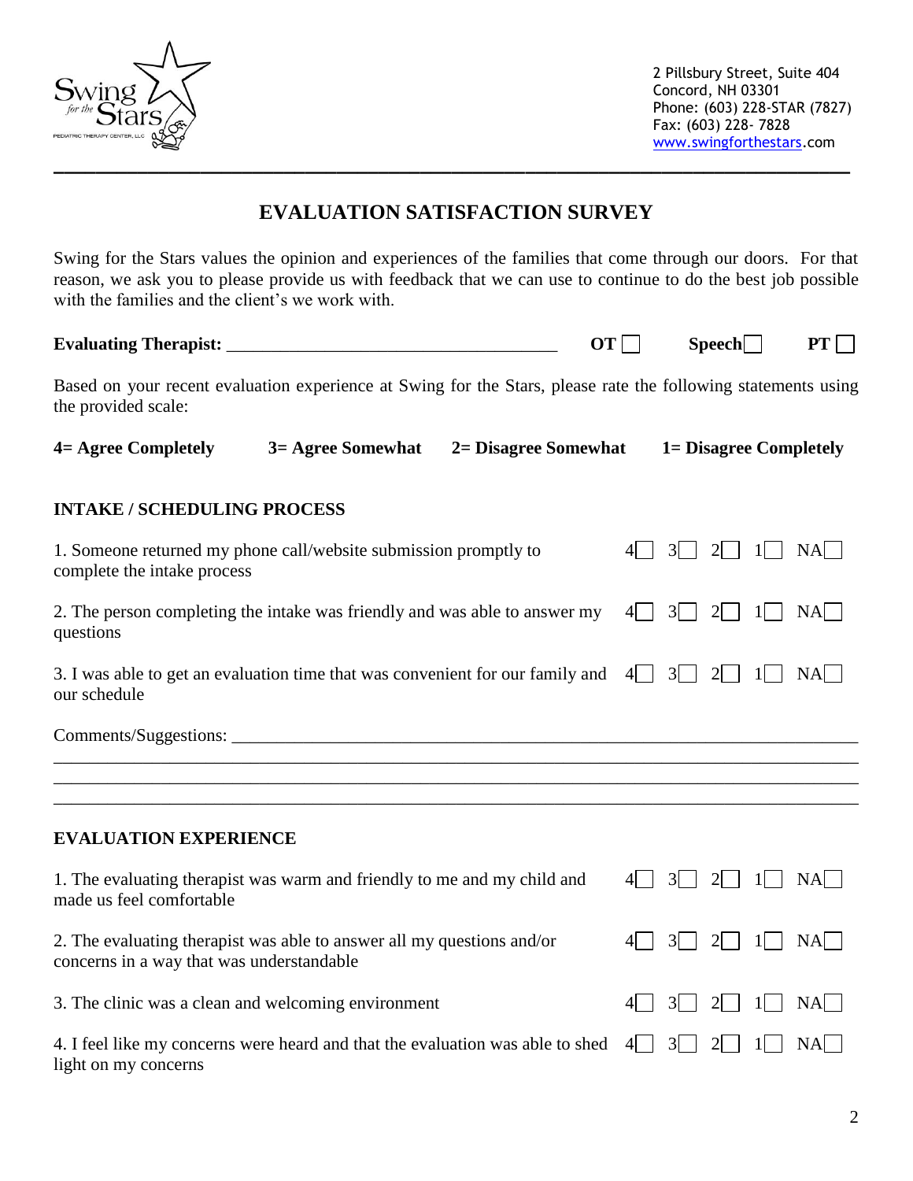Swing for the Stars
PEDIATRIC THERAPY CENTER, LLC

2 Pillsbury Street, Suite 404
Concord, NH 03301
Phone: (603) 228-STAR (7827)
Fax: (603) 228- 7828
www.swingforthestars.com

# EVALUATION SATISFACTION SURVEY

Swing for the Stars values the opinion and experiences of the families that come through our doors. For that reason, we ask you to please provide us with feedback that we can use to continue to do the best job possible with the families and the client's we work with.

**Evaluating Therapist:** ____________________________________ **OT** ☐ **Speech** ☐ **PT** ☐

Based on your recent evaluation experience at Swing for the Stars, please rate the following statements using the provided scale:

**4= Agree Completely** **3= Agree Somewhat** **2= Disagree Somewhat** **1= Disagree Completely**

## INTAKE / SCHEDULING PROCESS

| Statement | 4 | 3 | 2 | 1 | NA |
|---|---|---|---|---|---|
| 1. Someone returned my phone call/website submission promptly to complete the intake process | ☐ | ☐ | ☐ | ☐ | ☐ |
| 2. The person completing the intake was friendly and was able to answer my questions | ☐ | ☐ | ☐ | ☐ | ☐ |
| 3. I was able to get an evaluation time that was convenient for our family and our schedule | ☐ | ☐ | ☐ | ☐ | ☐ |

Comments/Suggestions: ____________________________________________________________________________
______________________________________________________________________________________________
______________________________________________________________________________________________
______________________________________________________________________________________________

## EVALUATION EXPERIENCE

| Statement | 4 | 3 | 2 | 1 | NA |
|---|---|---|---|---|---|
| 1. The evaluating therapist was warm and friendly to me and my child and made us feel comfortable | ☐ | ☐ | ☐ | ☐ | ☐ |
| 2. The evaluating therapist was able to answer all my questions and/or concerns in a way that was understandable | ☐ | ☐ | ☐ | ☐ | ☐ |
| 3. The clinic was a clean and welcoming environment | ☐ | ☐ | ☐ | ☐ | ☐ |
| 4. I feel like my concerns were heard and that the evaluation was able to shed light on my concerns | ☐ | ☐ | ☐ | ☐ | ☐ |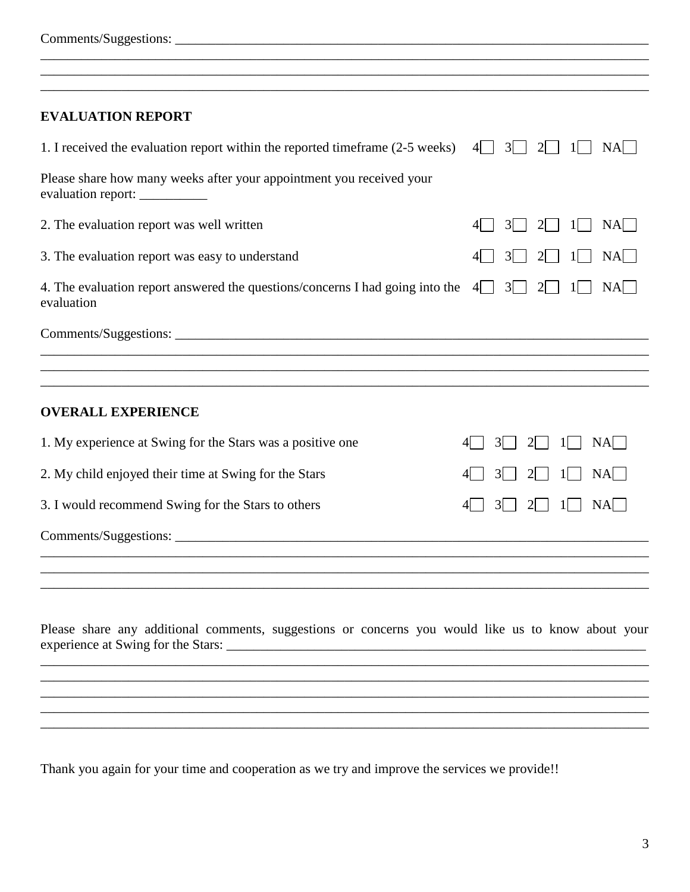Comments/Suggestions: ___________________________________________________________________________
_____________________________________________________________________________________________
_____________________________________________________________________________________________
_____________________________________________________________________________________________

**EVALUATION REPORT**

1. I received the evaluation report within the reported timeframe (2-5 weeks) 4☐ 3☐ 2☐ 1☐ NA☐

Please share how many weeks after your appointment you received your evaluation report: __________

2. The evaluation report was well written 4☐ 3☐ 2☐ 1☐ NA☐

3. The evaluation report was easy to understand 4☐ 3☐ 2☐ 1☐ NA☐

4. The evaluation report answered the questions/concerns I had going into the evaluation 4☐ 3☐ 2☐ 1☐ NA☐

Comments/Suggestions: ___________________________________________________________________________
_____________________________________________________________________________________________
_____________________________________________________________________________________________
_____________________________________________________________________________________________

**OVERALL EXPERIENCE**

1. My experience at Swing for the Stars was a positive one 4☐ 3☐ 2☐ 1☐ NA☐

2. My child enjoyed their time at Swing for the Stars 4☐ 3☐ 2☐ 1☐ NA☐

3. I would recommend Swing for the Stars to others 4☐ 3☐ 2☐ 1☐ NA☐

Comments/Suggestions: ___________________________________________________________________________
_____________________________________________________________________________________________
_____________________________________________________________________________________________
_____________________________________________________________________________________________

Please share any additional comments, suggestions or concerns you would like us to know about your experience at Swing for the Stars: _________________________________________________________________
_____________________________________________________________________________________________
_____________________________________________________________________________________________
_____________________________________________________________________________________________
_____________________________________________________________________________________________
_____________________________________________________________________________________________

Thank you again for your time and cooperation as we try and improve the services we provide!!